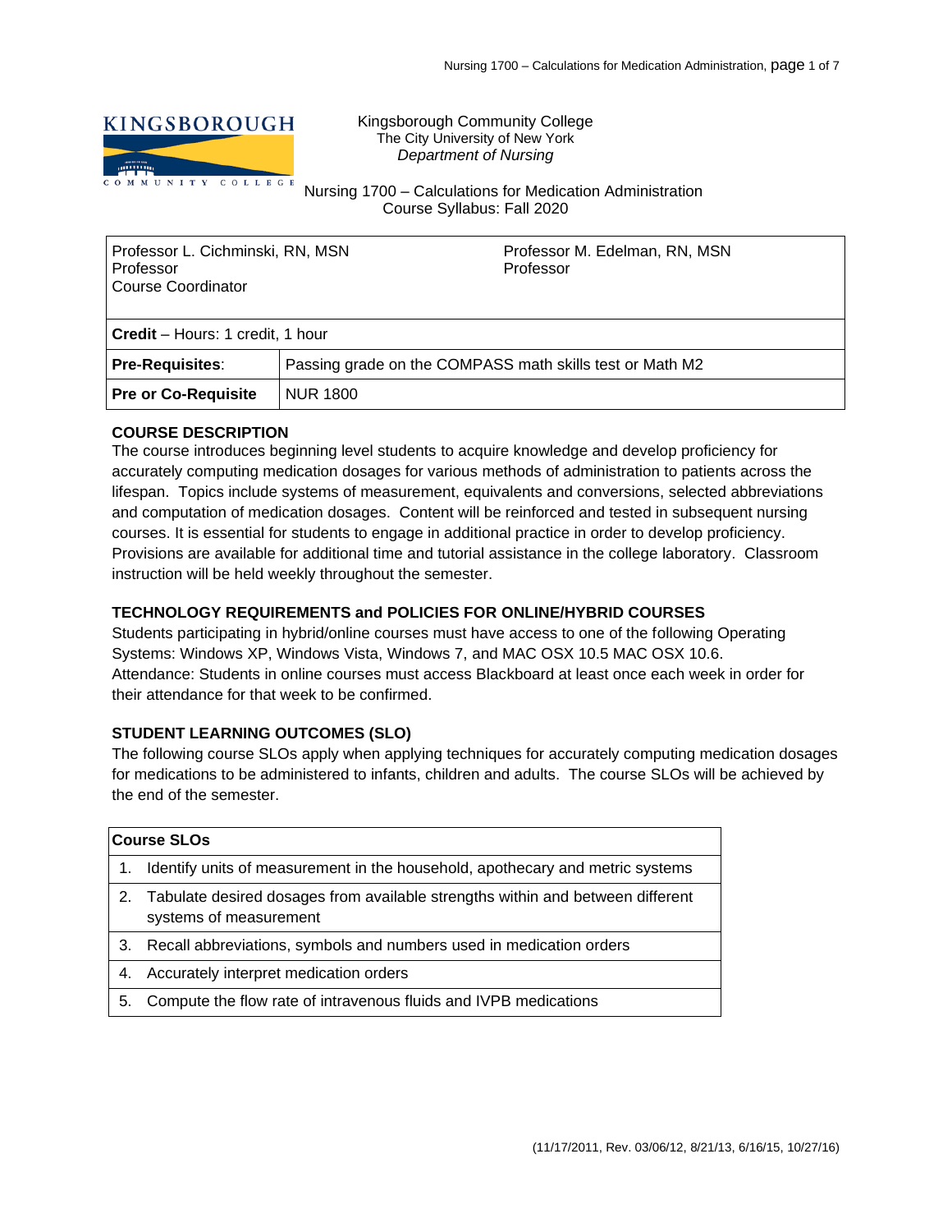Kingsborough Community College
The City University of New York
*Department of Nursing*

Nursing 1700 – Calculations for Medication Administration
Course Syllabus: Fall 2020

| Professor L. Cichminski, RN, MSN<br>Professor<br>Course Coordinator | Professor M. Edelman, RN, MSN<br>Professor |
|---|---|
| **Credit** – Hours: 1 credit, 1 hour | |
| **Pre-Requisites**: | Passing grade on the COMPASS math skills test or Math M2 |
| **Pre or Co-Requisite** | NUR 1800 |

## COURSE DESCRIPTION

The course introduces beginning level students to acquire knowledge and develop proficiency for accurately computing medication dosages for various methods of administration to patients across the lifespan. Topics include systems of measurement, equivalents and conversions, selected abbreviations and computation of medication dosages. Content will be reinforced and tested in subsequent nursing courses. It is essential for students to engage in additional practice in order to develop proficiency. Provisions are available for additional time and tutorial assistance in the college laboratory. Classroom instruction will be held weekly throughout the semester.

## TECHNOLOGY REQUIREMENTS and POLICIES FOR ONLINE/HYBRID COURSES

Students participating in hybrid/online courses must have access to one of the following Operating Systems: Windows XP, Windows Vista, Windows 7, and MAC OSX 10.5 MAC OSX 10.6.
Attendance: Students in online courses must access Blackboard at least once each week in order for their attendance for that week to be confirmed.

## STUDENT LEARNING OUTCOMES (SLO)

The following course SLOs apply when applying techniques for accurately computing medication dosages for medications to be administered to infants, children and adults. The course SLOs will be achieved by the end of the semester.

| Course SLOs |
|---|
| 1. Identify units of measurement in the household, apothecary and metric systems |
| 2. Tabulate desired dosages from available strengths within and between different systems of measurement |
| 3. Recall abbreviations, symbols and numbers used in medication orders |
| 4. Accurately interpret medication orders |
| 5. Compute the flow rate of intravenous fluids and IVPB medications |

(11/17/2011, Rev. 03/06/12, 8/21/13, 6/16/15, 10/27/16)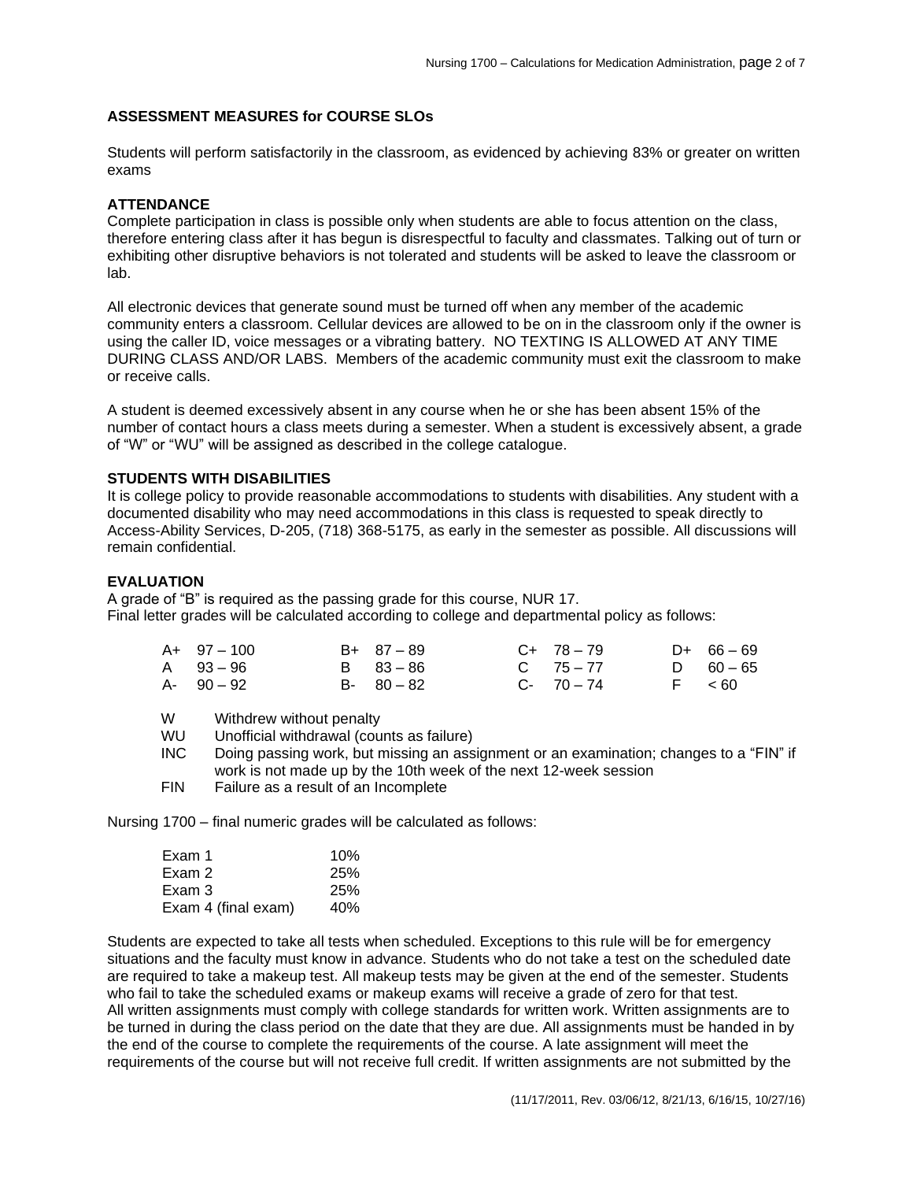### ASSESSMENT MEASURES for COURSE SLOs

Students will perform satisfactorily in the classroom, as evidenced by achieving 83% or greater on written exams

### ATTENDANCE

Complete participation in class is possible only when students are able to focus attention on the class, therefore entering class after it has begun is disrespectful to faculty and classmates. Talking out of turn or exhibiting other disruptive behaviors is not tolerated and students will be asked to leave the classroom or lab.

All electronic devices that generate sound must be turned off when any member of the academic community enters a classroom. Cellular devices are allowed to be on in the classroom only if the owner is using the caller ID, voice messages or a vibrating battery. NO TEXTING IS ALLOWED AT ANY TIME DURING CLASS AND/OR LABS. Members of the academic community must exit the classroom to make or receive calls.

A student is deemed excessively absent in any course when he or she has been absent 15% of the number of contact hours a class meets during a semester. When a student is excessively absent, a grade of "W" or "WU" will be assigned as described in the college catalogue.

### STUDENTS WITH DISABILITIES

It is college policy to provide reasonable accommodations to students with disabilities. Any student with a documented disability who may need accommodations in this class is requested to speak directly to Access-Ability Services, D-205, (718) 368-5175, as early in the semester as possible. All discussions will remain confidential.

### EVALUATION

A grade of "B" is required as the passing grade for this course, NUR 17.
Final letter grades will be calculated according to college and departmental policy as follows:

| | | | |
|---|---|---|---|
| A+ 97 – 100 | B+ 87 – 89 | C+ 78 – 79 | D+ 66 – 69 |
| A 93 – 96 | B 83 – 86 | C 75 – 77 | D 60 – 65 |
| A- 90 – 92 | B- 80 – 82 | C- 70 – 74 | F < 60 |

- W Withdrew without penalty
- WU Unofficial withdrawal (counts as failure)
- INC Doing passing work, but missing an assignment or an examination; changes to a "FIN" if work is not made up by the 10th week of the next 12-week session
- FIN Failure as a result of an Incomplete

Nursing 1700 – final numeric grades will be calculated as follows:

| | |
|---|---|
| Exam 1 | 10% |
| Exam 2 | 25% |
| Exam 3 | 25% |
| Exam 4 (final exam) | 40% |

Students are expected to take all tests when scheduled. Exceptions to this rule will be for emergency situations and the faculty must know in advance. Students who do not take a test on the scheduled date are required to take a makeup test. All makeup tests may be given at the end of the semester. Students who fail to take the scheduled exams or makeup exams will receive a grade of zero for that test.
All written assignments must comply with college standards for written work. Written assignments are to be turned in during the class period on the date that they are due. All assignments must be handed in by the end of the course to complete the requirements of the course. A late assignment will meet the requirements of the course but will not receive full credit. If written assignments are not submitted by the

(11/17/2011, Rev. 03/06/12, 8/21/13, 6/16/15, 10/27/16)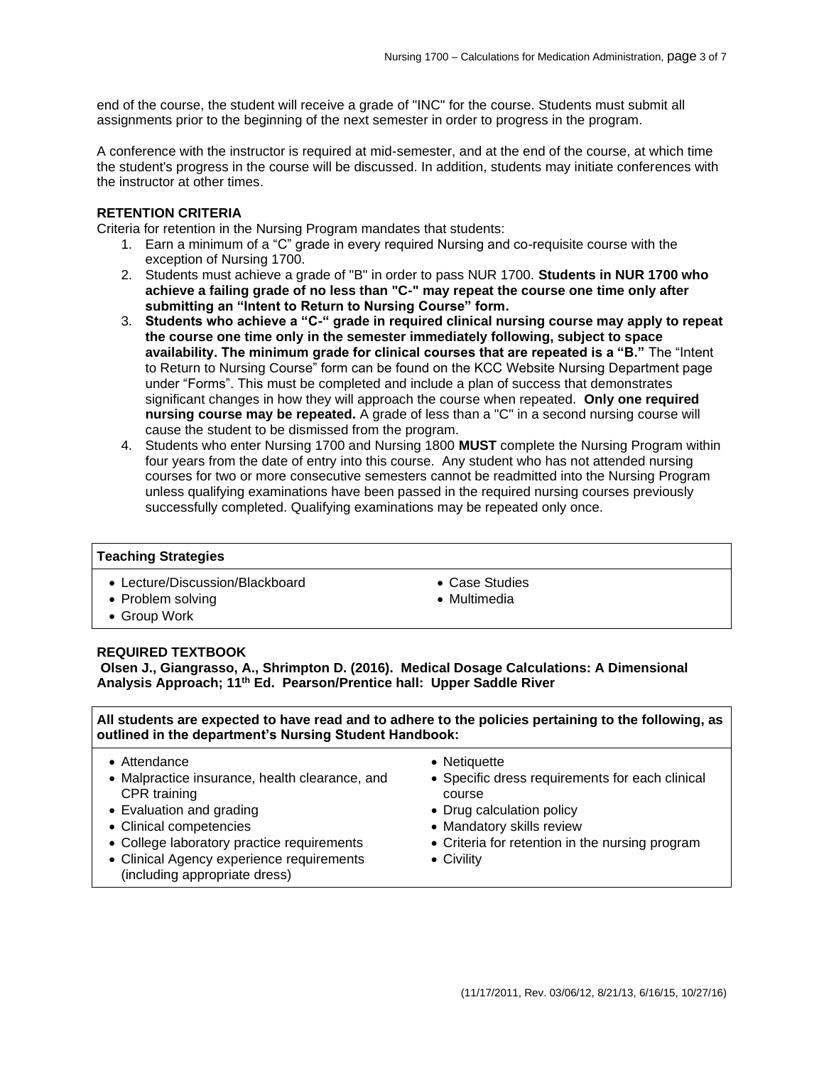end of the course, the student will receive a grade of "INC" for the course. Students must submit all assignments prior to the beginning of the next semester in order to progress in the program.

A conference with the instructor is required at mid-semester, and at the end of the course, at which time the student's progress in the course will be discussed. In addition, students may initiate conferences with the instructor at other times.

**RETENTION CRITERIA**

Criteria for retention in the Nursing Program mandates that students:

1. Earn a minimum of a "C" grade in every required Nursing and co-requisite course with the exception of Nursing 1700.
2. Students must achieve a grade of "B" in order to pass NUR 1700. **Students in NUR 1700 who achieve a failing grade of no less than "C-" may repeat the course one time only after submitting an "Intent to Return to Nursing Course" form.**
3. **Students who achieve a "C-" grade in required clinical nursing course may apply to repeat the course one time only in the semester immediately following, subject to space availability. The minimum grade for clinical courses that are repeated is a "B."** The "Intent to Return to Nursing Course" form can be found on the KCC Website Nursing Department page under "Forms". This must be completed and include a plan of success that demonstrates significant changes in how they will approach the course when repeated. **Only one required nursing course may be repeated.** A grade of less than a "C" in a second nursing course will cause the student to be dismissed from the program.
4. Students who enter Nursing 1700 and Nursing 1800 **MUST** complete the Nursing Program within four years from the date of entry into this course. Any student who has not attended nursing courses for two or more consecutive semesters cannot be readmitted into the Nursing Program unless qualifying examinations have been passed in the required nursing courses previously successfully completed. Qualifying examinations may be repeated only once.

**Teaching Strategies**

- Lecture/Discussion/Blackboard
- Problem solving
- Group Work
- Case Studies
- Multimedia

**REQUIRED TEXTBOOK**

**Olsen J., Giangrasso, A., Shrimpton D. (2016). Medical Dosage Calculations: A Dimensional Analysis Approach; 11th Ed. Pearson/Prentice hall: Upper Saddle River**

**All students are expected to have read and to adhere to the policies pertaining to the following, as outlined in the department's Nursing Student Handbook:**

- Attendance
- Malpractice insurance, health clearance, and CPR training
- Evaluation and grading
- Clinical competencies
- College laboratory practice requirements
- Clinical Agency experience requirements (including appropriate dress)
- Netiquette
- Specific dress requirements for each clinical course
- Drug calculation policy
- Mandatory skills review
- Criteria for retention in the nursing program
- Civility

(11/17/2011, Rev. 03/06/12, 8/21/13, 6/16/15, 10/27/16)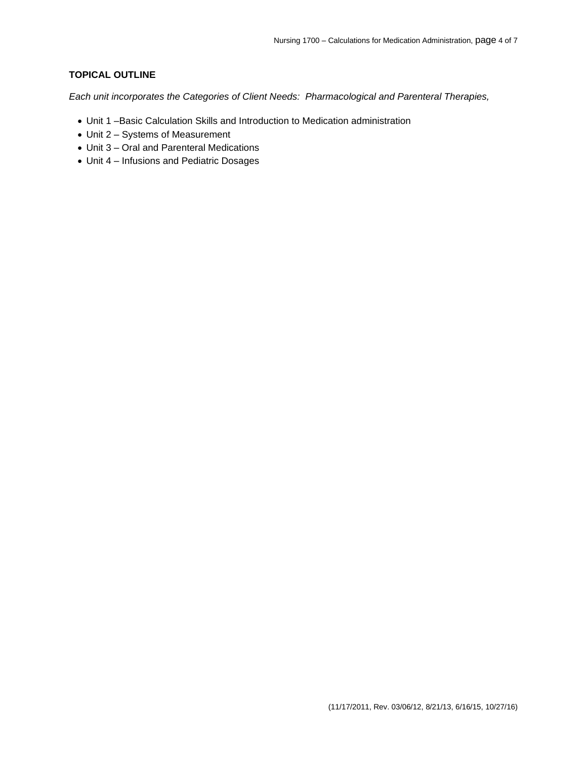**TOPICAL OUTLINE**

*Each unit incorporates the Categories of Client Needs: Pharmacological and Parenteral Therapies,*

- Unit 1 –Basic Calculation Skills and Introduction to Medication administration
- Unit 2 – Systems of Measurement
- Unit 3 – Oral and Parenteral Medications
- Unit 4 – Infusions and Pediatric Dosages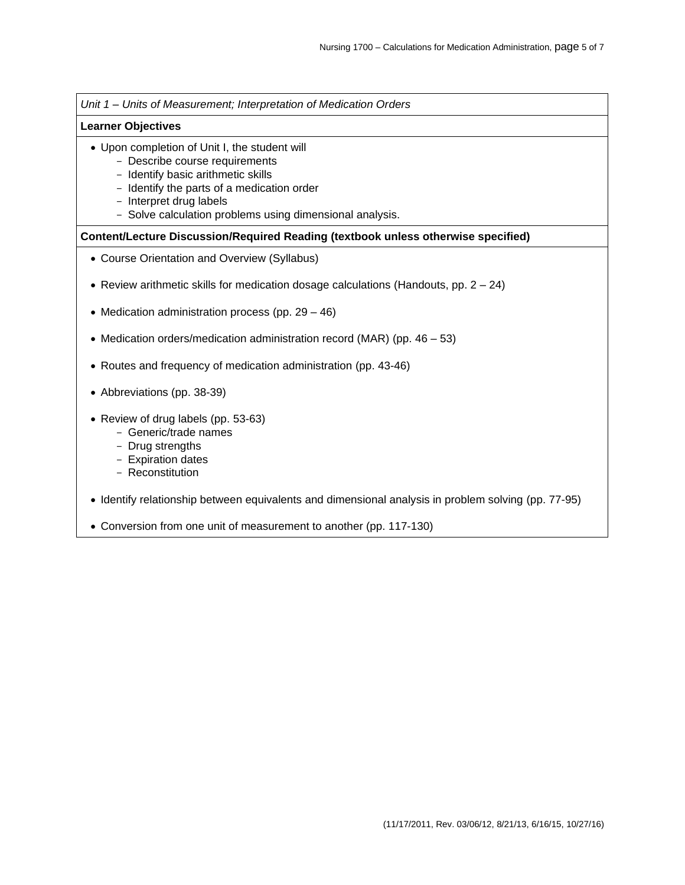*Unit 1 – Units of Measurement; Interpretation of Medication Orders*

**Learner Objectives**

- Upon completion of Unit I, the student will
  - Describe course requirements
  - Identify basic arithmetic skills
  - Identify the parts of a medication order
  - Interpret drug labels
  - Solve calculation problems using dimensional analysis.

**Content/Lecture Discussion/Required Reading (textbook unless otherwise specified)**

- Course Orientation and Overview (Syllabus)
- Review arithmetic skills for medication dosage calculations (Handouts, pp. 2 – 24)
- Medication administration process (pp. 29 – 46)
- Medication orders/medication administration record (MAR) (pp. 46 – 53)
- Routes and frequency of medication administration (pp. 43-46)
- Abbreviations (pp. 38-39)
- Review of drug labels (pp. 53-63)
  - Generic/trade names
  - Drug strengths
  - Expiration dates
  - Reconstitution
- Identify relationship between equivalents and dimensional analysis in problem solving (pp. 77-95)
- Conversion from one unit of measurement to another (pp. 117-130)

(11/17/2011, Rev. 03/06/12, 8/21/13, 6/16/15, 10/27/16)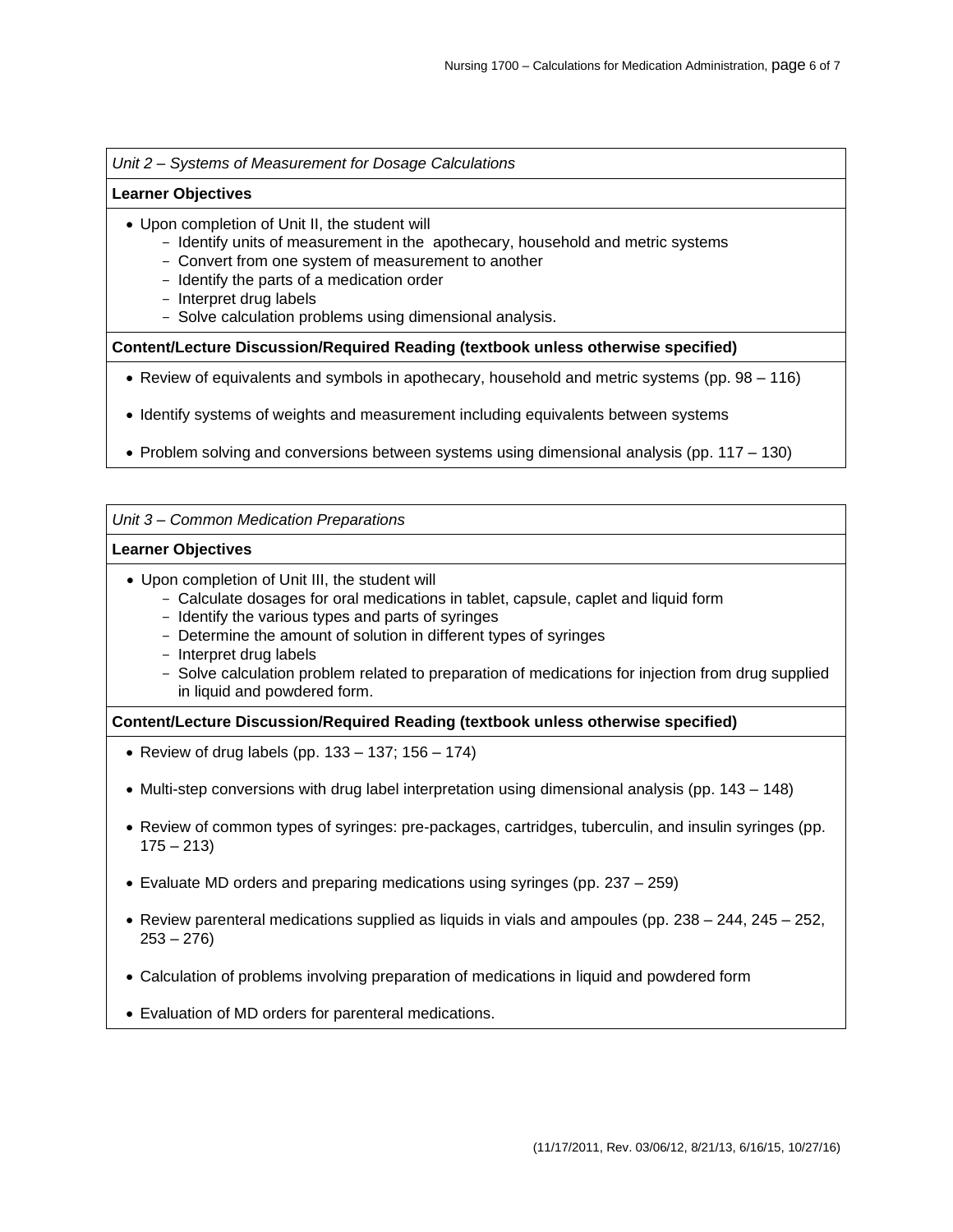*Unit 2 – Systems of Measurement for Dosage Calculations*

**Learner Objectives**

- Upon completion of Unit II, the student will
  - Identify units of measurement in the apothecary, household and metric systems
  - Convert from one system of measurement to another
  - Identify the parts of a medication order
  - Interpret drug labels
  - Solve calculation problems using dimensional analysis.

**Content/Lecture Discussion/Required Reading (textbook unless otherwise specified)**

- Review of equivalents and symbols in apothecary, household and metric systems (pp. 98 – 116)
- Identify systems of weights and measurement including equivalents between systems
- Problem solving and conversions between systems using dimensional analysis (pp. 117 – 130)

*Unit 3 – Common Medication Preparations*

**Learner Objectives**

- Upon completion of Unit III, the student will
  - Calculate dosages for oral medications in tablet, capsule, caplet and liquid form
  - Identify the various types and parts of syringes
  - Determine the amount of solution in different types of syringes
  - Interpret drug labels
  - Solve calculation problem related to preparation of medications for injection from drug supplied in liquid and powdered form.

**Content/Lecture Discussion/Required Reading (textbook unless otherwise specified)**

- Review of drug labels (pp. 133 – 137; 156 – 174)
- Multi-step conversions with drug label interpretation using dimensional analysis (pp. 143 – 148)
- Review of common types of syringes: pre-packages, cartridges, tuberculin, and insulin syringes (pp. 175 – 213)
- Evaluate MD orders and preparing medications using syringes (pp. 237 – 259)
- Review parenteral medications supplied as liquids in vials and ampoules (pp. 238 – 244, 245 – 252, 253 – 276)
- Calculation of problems involving preparation of medications in liquid and powdered form
- Evaluation of MD orders for parenteral medications.

(11/17/2011, Rev. 03/06/12, 8/21/13, 6/16/15, 10/27/16)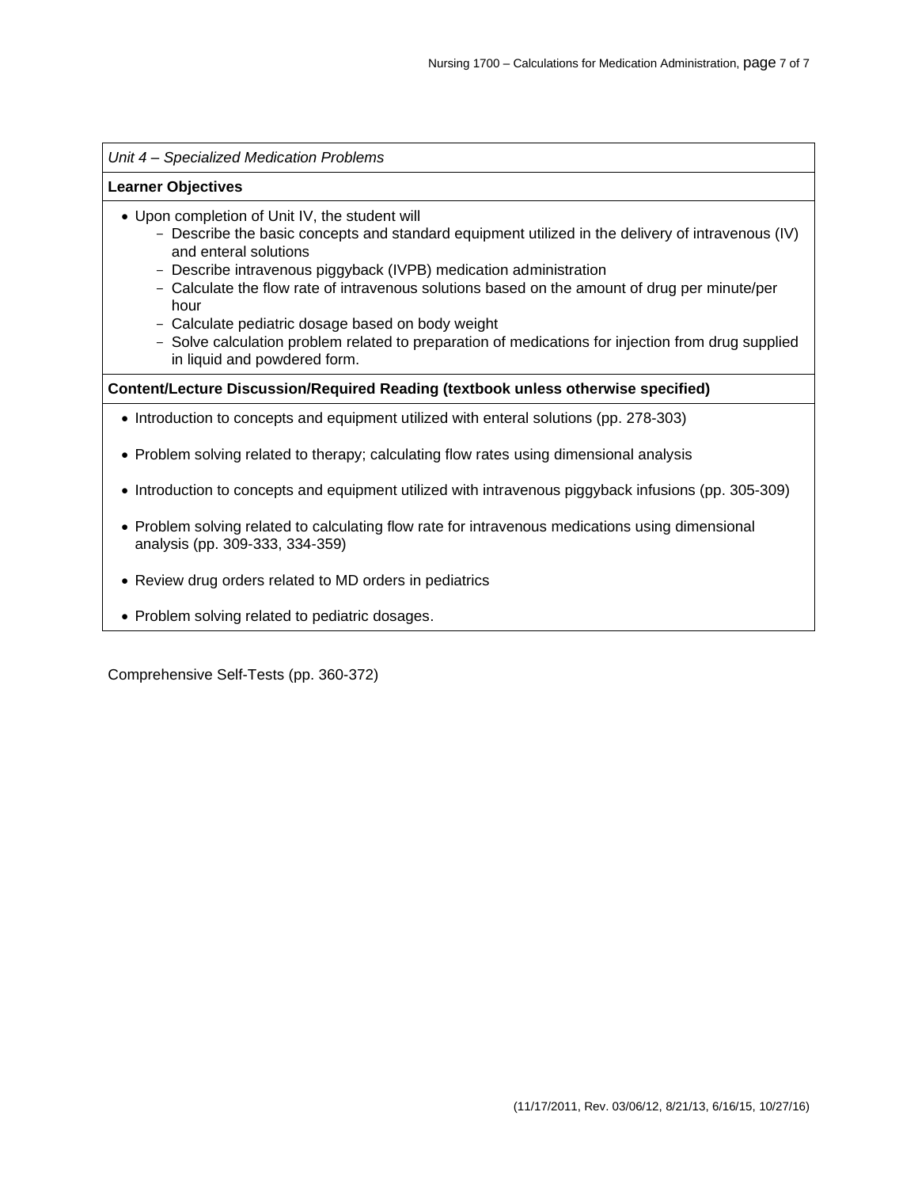*Unit 4 – Specialized Medication Problems*

**Learner Objectives**

- Upon completion of Unit IV, the student will
  - Describe the basic concepts and standard equipment utilized in the delivery of intravenous (IV) and enteral solutions
  - Describe intravenous piggyback (IVPB) medication administration
  - Calculate the flow rate of intravenous solutions based on the amount of drug per minute/per hour
  - Calculate pediatric dosage based on body weight
  - Solve calculation problem related to preparation of medications for injection from drug supplied in liquid and powdered form.

**Content/Lecture Discussion/Required Reading (textbook unless otherwise specified)**

- Introduction to concepts and equipment utilized with enteral solutions (pp. 278-303)
- Problem solving related to therapy; calculating flow rates using dimensional analysis
- Introduction to concepts and equipment utilized with intravenous piggyback infusions (pp. 305-309)
- Problem solving related to calculating flow rate for intravenous medications using dimensional analysis (pp. 309-333, 334-359)
- Review drug orders related to MD orders in pediatrics
- Problem solving related to pediatric dosages.

Comprehensive Self-Tests (pp. 360-372)

(11/17/2011, Rev. 03/06/12, 8/21/13, 6/16/15, 10/27/16)